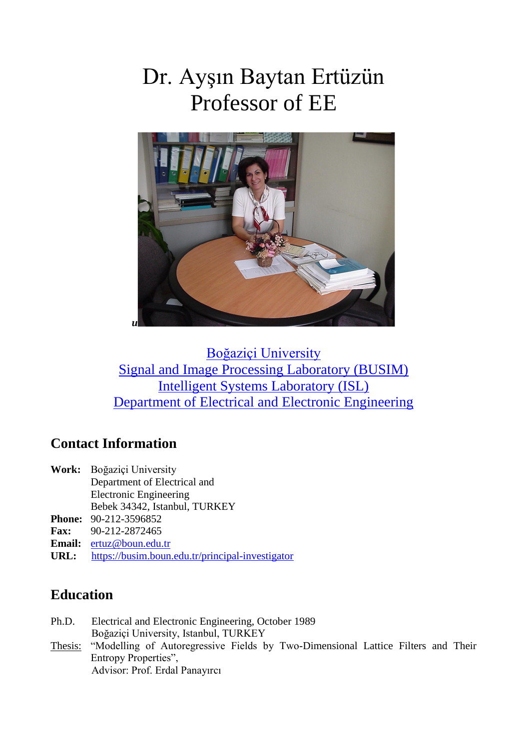# Dr. Ayşın Baytan Ertüzün
# Professor of EE

[Boğaziçi University](#)
[Signal and Image Processing Laboratory (BUSIM)](#)
[Intelligent Systems Laboratory (ISL)](#)
[Department of Electrical and Electronic Engineering](#)

## Contact Information

**Work:** Boğaziçi University
Department of Electrical and
Electronic Engineering
Bebek 34342, Istanbul, TURKEY

**Phone:** 90-212-3596852

**Fax:** 90-212-2872465

**Email:** ertuz@boun.edu.tr

**URL:** https://busim.boun.edu.tr/principal-investigator

## Education

Ph.D. Electrical and Electronic Engineering, October 1989
Boğaziçi University, Istanbul, TURKEY

Thesis: "Modelling of Autoregressive Fields by Two-Dimensional Lattice Filters and Their Entropy Properties",
Advisor: Prof. Erdal Panayırcı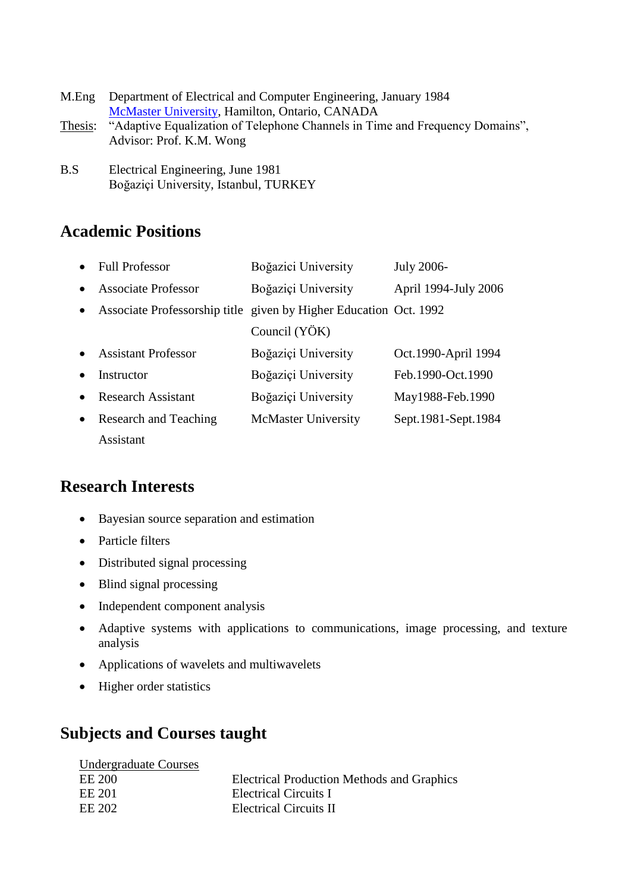M.Eng Department of Electrical and Computer Engineering, January 1984
McMaster University, Hamilton, Ontario, CANADA

Thesis: "Adaptive Equalization of Telephone Channels in Time and Frequency Domains", Advisor: Prof. K.M. Wong

B.S Electrical Engineering, June 1981
Boğaziçi University, Istanbul, TURKEY

## Academic Positions

- Full Professor — Boğazici University — July 2006-
- Associate Professor — Boğaziçi University — April 1994-July 2006
- Associate Professorship title given by Higher Education Council (YÖK) — Oct. 1992
- Assistant Professor — Boğaziçi University — Oct.1990-April 1994
- Instructor — Boğaziçi University — Feb.1990-Oct.1990
- Research Assistant — Boğaziçi University — May1988-Feb.1990
- Research and Teaching Assistant — McMaster University — Sept.1981-Sept.1984

## Research Interests

- Bayesian source separation and estimation
- Particle filters
- Distributed signal processing
- Blind signal processing
- Independent component analysis
- Adaptive systems with applications to communications, image processing, and texture analysis
- Applications of wavelets and multiwavelets
- Higher order statistics

## Subjects and Courses taught

Undergraduate Courses

| | |
|---|---|
| EE 200 | Electrical Production Methods and Graphics |
| EE 201 | Electrical Circuits I |
| EE 202 | Electrical Circuits II |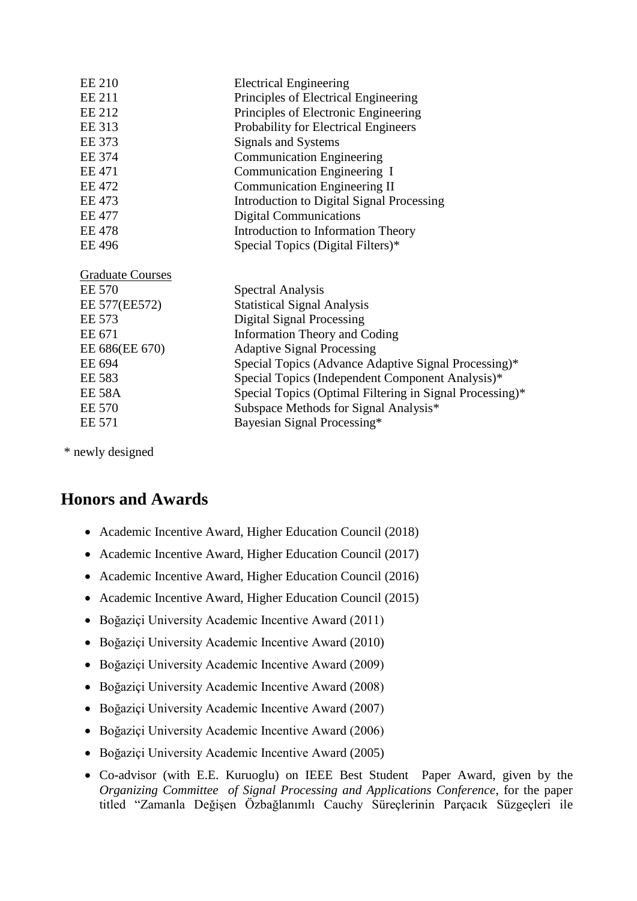| | |
|---|---|
| EE 210 | Electrical Engineering |
| EE 211 | Principles of Electrical Engineering |
| EE 212 | Principles of Electronic Engineering |
| EE 313 | Probability for Electrical Engineers |
| EE 373 | Signals and Systems |
| EE 374 | Communication Engineering |
| EE 471 | Communication Engineering I |
| EE 472 | Communication Engineering II |
| EE 473 | Introduction to Digital Signal Processing |
| EE 477 | Digital Communications |
| EE 478 | Introduction to Information Theory |
| EE 496 | Special Topics (Digital Filters)* |

<u>Graduate Courses</u>

| | |
|---|---|
| EE 570 | Spectral Analysis |
| EE 577(EE572) | Statistical Signal Analysis |
| EE 573 | Digital Signal Processing |
| EE 671 | Information Theory and Coding |
| EE 686(EE 670) | Adaptive Signal Processing |
| EE 694 | Special Topics (Advance Adaptive Signal Processing)* |
| EE 583 | Special Topics (Independent Component Analysis)* |
| EE 58A | Special Topics (Optimal Filtering in Signal Processing)* |
| EE 570 | Subspace Methods for Signal Analysis* |
| EE 571 | Bayesian Signal Processing* |

* newly designed

## Honors and Awards

- Academic Incentive Award, Higher Education Council (2018)
- Academic Incentive Award, Higher Education Council (2017)
- Academic Incentive Award, Higher Education Council (2016)
- Academic Incentive Award, Higher Education Council (2015)
- Boğaziçi University Academic Incentive Award (2011)
- Boğaziçi University Academic Incentive Award (2010)
- Boğaziçi University Academic Incentive Award (2009)
- Boğaziçi University Academic Incentive Award (2008)
- Boğaziçi University Academic Incentive Award (2007)
- Boğaziçi University Academic Incentive Award (2006)
- Boğaziçi University Academic Incentive Award (2005)
- Co-advisor (with E.E. Kuruoglu) on IEEE Best Student Paper Award, given by the *Organizing Committee of Signal Processing and Applications Conference*, for the paper titled "Zamanla Değişen Özbağlanımlı Cauchy Süreçlerinin Parçacık Süzgeçleri ile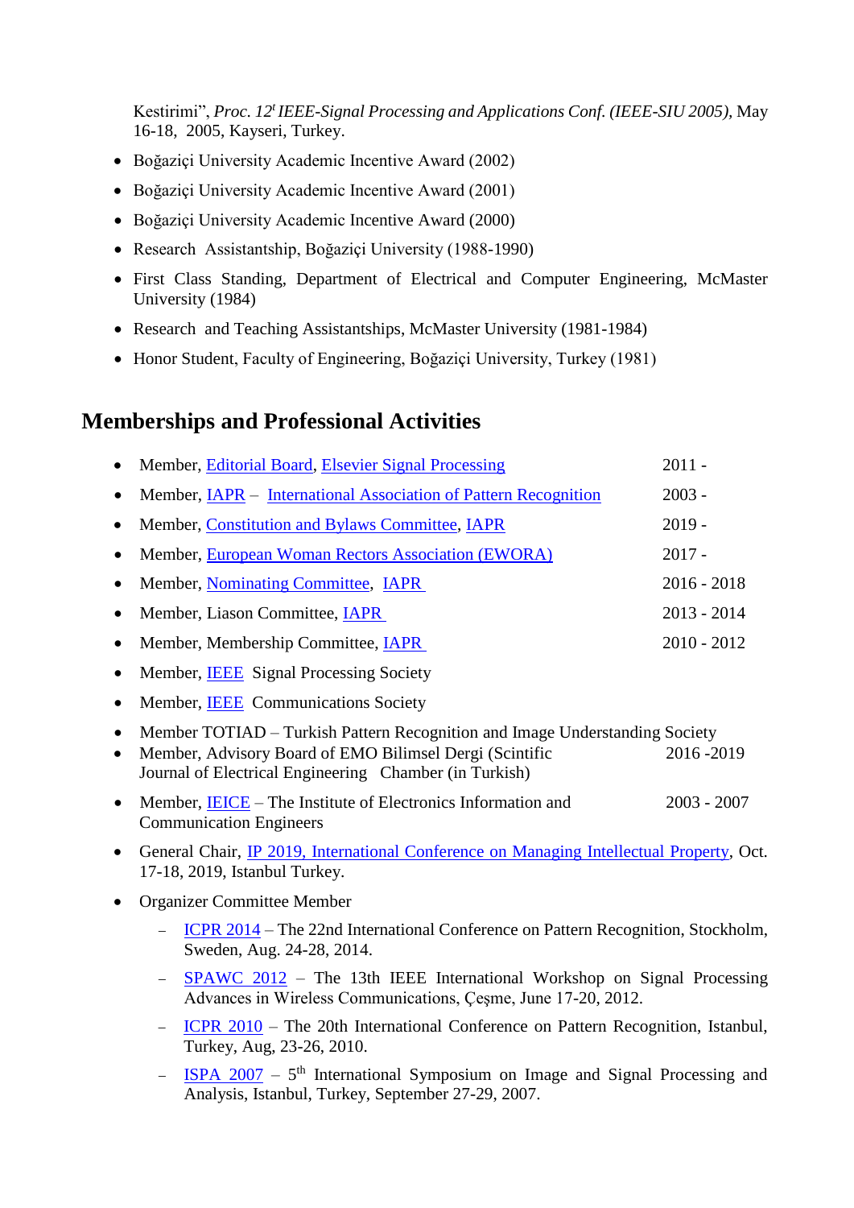Kestirimi", *Proc. 12t IEEE-Signal Processing and Applications Conf. (IEEE-SIU 2005)*, May 16-18, 2005, Kayseri, Turkey.

- Boğaziçi University Academic Incentive Award (2002)
- Boğaziçi University Academic Incentive Award (2001)
- Boğaziçi University Academic Incentive Award (2000)
- Research Assistantship, Boğaziçi University (1988-1990)
- First Class Standing, Department of Electrical and Computer Engineering, McMaster University (1984)
- Research and Teaching Assistantships, McMaster University (1981-1984)
- Honor Student, Faculty of Engineering, Boğaziçi University, Turkey (1981)

## Memberships and Professional Activities

- Member, Editorial Board, Elsevier Signal Processing — 2011 -
- Member, IAPR – International Association of Pattern Recognition — 2003 -
- Member, Constitution and Bylaws Committee, IAPR — 2019 -
- Member, European Woman Rectors Association (EWORA) — 2017 -
- Member, Nominating Committee, IAPR — 2016 - 2018
- Member, Liason Committee, IAPR — 2013 - 2014
- Member, Membership Committee, IAPR — 2010 - 2012
- Member, IEEE Signal Processing Society
- Member, IEEE Communications Society
- Member TOTIAD – Turkish Pattern Recognition and Image Understanding Society
- Member, Advisory Board of EMO Bilimsel Dergi (Scintific Journal of Electrical Engineering Chamber (in Turkish) — 2016 -2019
- Member, IEICE – The Institute of Electronics Information and Communication Engineers — 2003 - 2007
- General Chair, IP 2019, International Conference on Managing Intellectual Property, Oct. 17-18, 2019, Istanbul Turkey.
- Organizer Committee Member
  - ICPR 2014 – The 22nd International Conference on Pattern Recognition, Stockholm, Sweden, Aug. 24-28, 2014.
  - SPAWC 2012 – The 13th IEEE International Workshop on Signal Processing Advances in Wireless Communications, Çeşme, June 17-20, 2012.
  - ICPR 2010 – The 20th International Conference on Pattern Recognition, Istanbul, Turkey, Aug, 23-26, 2010.
  - ISPA 2007 – 5th International Symposium on Image and Signal Processing and Analysis, Istanbul, Turkey, September 27-29, 2007.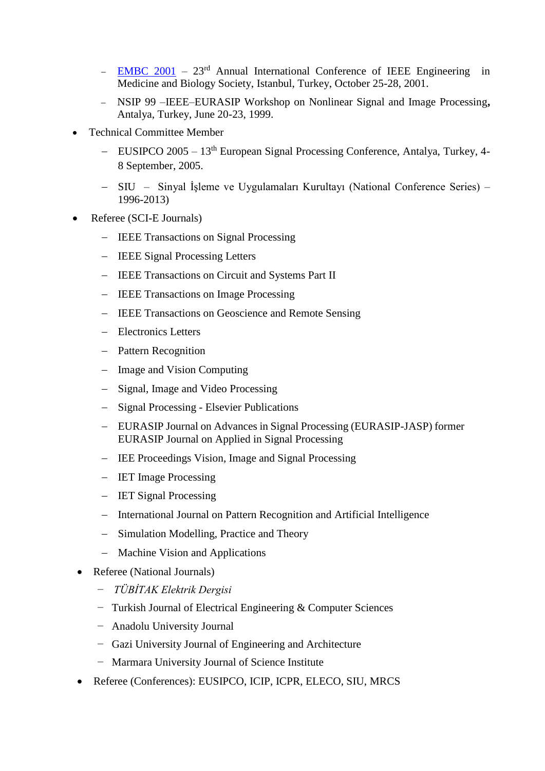- [EMBC 2001]() – 23rd Annual International Conference of IEEE Engineering in Medicine and Biology Society, Istanbul, Turkey, October 25-28, 2001.
  - NSIP 99 –IEEE–EURASIP Workshop on Nonlinear Signal and Image Processing**,** Antalya, Turkey, June 20-23, 1999.

- Technical Committee Member
  - EUSIPCO 2005 – 13th European Signal Processing Conference, Antalya, Turkey, 4-8 September, 2005.
  - SIU – Sinyal İşleme ve Uygulamaları Kurultayı (National Conference Series) – 1996-2013)

- Referee (SCI-E Journals)
  - IEEE Transactions on Signal Processing
  - IEEE Signal Processing Letters
  - IEEE Transactions on Circuit and Systems Part II
  - IEEE Transactions on Image Processing
  - IEEE Transactions on Geoscience and Remote Sensing
  - Electronics Letters
  - Pattern Recognition
  - Image and Vision Computing
  - Signal, Image and Video Processing
  - Signal Processing - Elsevier Publications
  - EURASIP Journal on Advances in Signal Processing (EURASIP-JASP) former EURASIP Journal on Applied in Signal Processing
  - IEE Proceedings Vision, Image and Signal Processing
  - IET Image Processing
  - IET Signal Processing
  - International Journal on Pattern Recognition and Artificial Intelligence
  - Simulation Modelling, Practice and Theory
  - Machine Vision and Applications

- Referee (National Journals)
  - *TÜBİTAK Elektrik Dergisi*
  - Turkish Journal of Electrical Engineering & Computer Sciences
  - Anadolu University Journal
  - Gazi University Journal of Engineering and Architecture
  - Marmara University Journal of Science Institute

- Referee (Conferences): EUSIPCO, ICIP, ICPR, ELECO, SIU, MRCS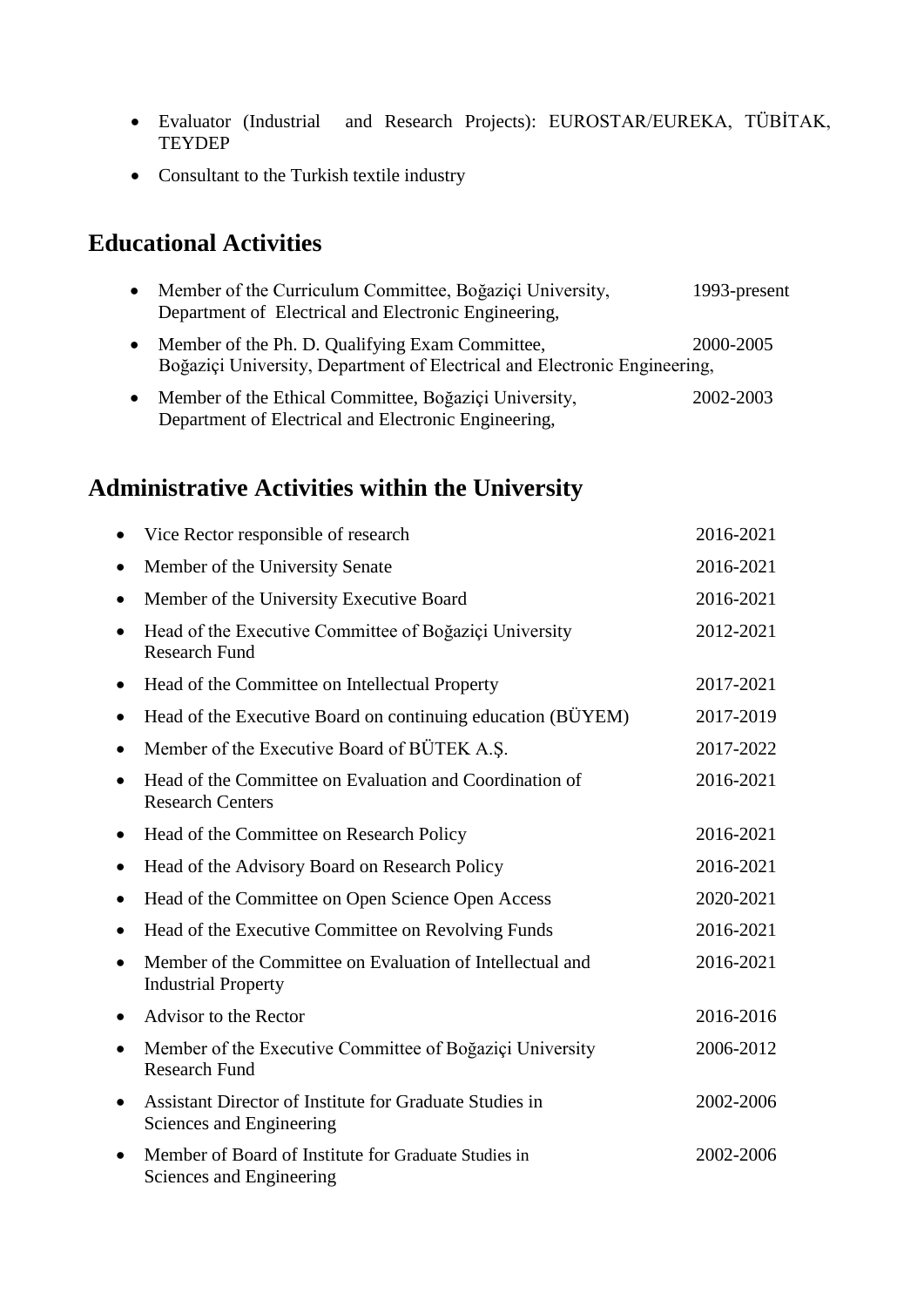- Evaluator (Industrial and Research Projects): EUROSTAR/EUREKA, TÜBİTAK, TEYDEP
- Consultant to the Turkish textile industry

## Educational Activities

- Member of the Curriculum Committee, Boğaziçi University, Department of Electrical and Electronic Engineering, 1993-present
- Member of the Ph. D. Qualifying Exam Committee, Boğaziçi University, Department of Electrical and Electronic Engineering, 2000-2005
- Member of the Ethical Committee, Boğaziçi University, Department of Electrical and Electronic Engineering, 2002-2003

## Administrative Activities within the University

- Vice Rector responsible of research 2016-2021
- Member of the University Senate 2016-2021
- Member of the University Executive Board 2016-2021
- Head of the Executive Committee of Boğaziçi University Research Fund 2012-2021
- Head of the Committee on Intellectual Property 2017-2021
- Head of the Executive Board on continuing education (BÜYEM) 2017-2019
- Member of the Executive Board of BÜTEK A.Ş. 2017-2022
- Head of the Committee on Evaluation and Coordination of Research Centers 2016-2021
- Head of the Committee on Research Policy 2016-2021
- Head of the Advisory Board on Research Policy 2016-2021
- Head of the Committee on Open Science Open Access 2020-2021
- Head of the Executive Committee on Revolving Funds 2016-2021
- Member of the Committee on Evaluation of Intellectual and Industrial Property 2016-2021
- Advisor to the Rector 2016-2016
- Member of the Executive Committee of Boğaziçi University Research Fund 2006-2012
- Assistant Director of Institute for Graduate Studies in Sciences and Engineering 2002-2006
- Member of Board of Institute for Graduate Studies in Sciences and Engineering 2002-2006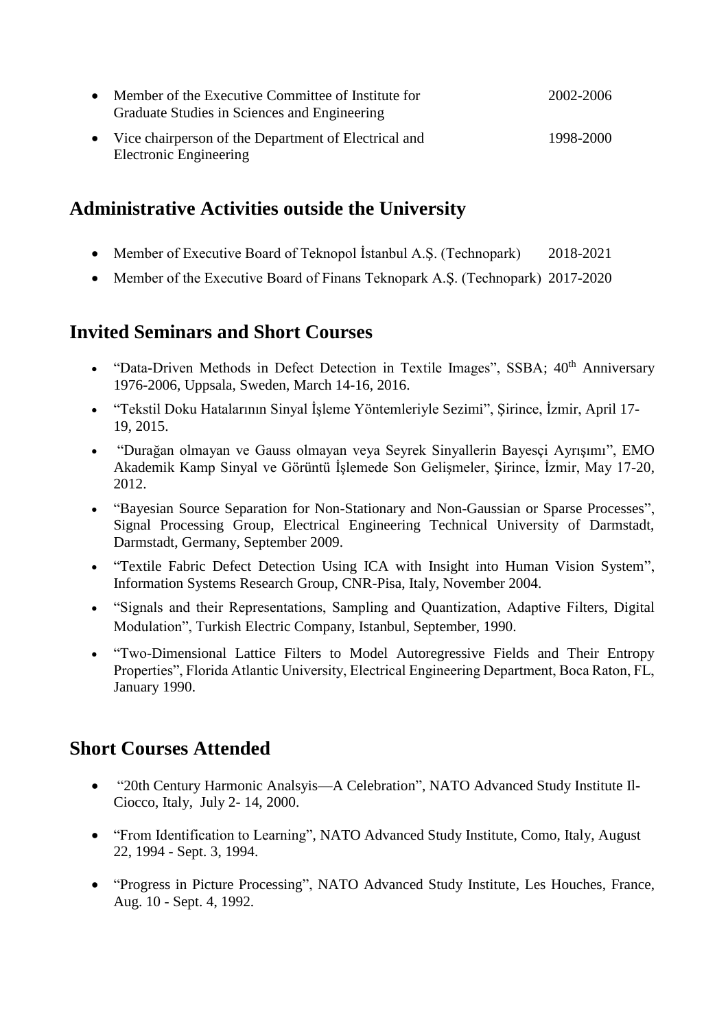- Member of the Executive Committee of Institute for Graduate Studies in Sciences and Engineering 2002-2006
- Vice chairperson of the Department of Electrical and Electronic Engineering 1998-2000

## Administrative Activities outside the University

- Member of Executive Board of Teknopol İstanbul A.Ş. (Technopark) 2018-2021
- Member of the Executive Board of Finans Teknopark A.Ş. (Technopark) 2017-2020

## Invited Seminars and Short Courses

- "Data-Driven Methods in Defect Detection in Textile Images", SSBA; 40th Anniversary 1976-2006, Uppsala, Sweden, March 14-16, 2016.
- "Tekstil Doku Hatalarının Sinyal İşleme Yöntemleriyle Sezimi", Şirince, İzmir, April 17-19, 2015.
- "Durağan olmayan ve Gauss olmayan veya Seyrek Sinyallerin Bayesçi Ayrışımı", EMO Akademik Kamp Sinyal ve Görüntü İşlemede Son Gelişmeler, Şirince, İzmir, May 17-20, 2012.
- "Bayesian Source Separation for Non-Stationary and Non-Gaussian or Sparse Processes", Signal Processing Group, Electrical Engineering Technical University of Darmstadt, Darmstadt, Germany, September 2009.
- "Textile Fabric Defect Detection Using ICA with Insight into Human Vision System", Information Systems Research Group, CNR-Pisa, Italy, November 2004.
- "Signals and their Representations, Sampling and Quantization, Adaptive Filters, Digital Modulation", Turkish Electric Company, Istanbul, September, 1990.
- "Two-Dimensional Lattice Filters to Model Autoregressive Fields and Their Entropy Properties", Florida Atlantic University, Electrical Engineering Department, Boca Raton, FL, January 1990.

## Short Courses Attended

- "20th Century Harmonic Analsyis—A Celebration", NATO Advanced Study Institute Il-Ciocco, Italy, July 2- 14, 2000.
- "From Identification to Learning", NATO Advanced Study Institute, Como, Italy, August 22, 1994 - Sept. 3, 1994.
- "Progress in Picture Processing", NATO Advanced Study Institute, Les Houches, France, Aug. 10 - Sept. 4, 1992.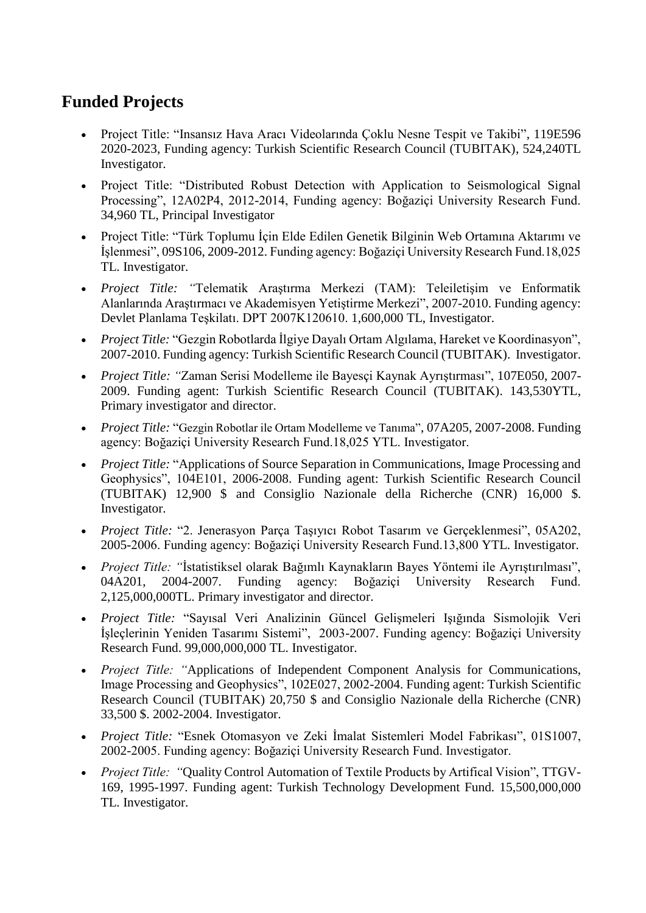## Funded Projects

- Project Title: "Insansız Hava Aracı Videolarında Çoklu Nesne Tespit ve Takibi", 119E596 2020-2023, Funding agency: Turkish Scientific Research Council (TUBITAK), 524,240TL Investigator.
- Project Title: "Distributed Robust Detection with Application to Seismological Signal Processing", 12A02P4, 2012-2014, Funding agency: Boğaziçi University Research Fund. 34,960 TL, Principal Investigator
- Project Title: "Türk Toplumu İçin Elde Edilen Genetik Bilginin Web Ortamına Aktarımı ve İşlenmesi", 09S106, 2009-2012. Funding agency: Boğaziçi University Research Fund.18,025 TL. Investigator.
- *Project Title: "*Telematik Araştırma Merkezi (TAM): Teleiletişim ve Enformatik Alanlarında Araştırmacı ve Akademisyen Yetiştirme Merkezi", 2007-2010. Funding agency: Devlet Planlama Teşkilatı. DPT 2007K120610. 1,600,000 TL, Investigator.
- *Project Title:* "Gezgin Robotlarda İlgiye Dayalı Ortam Algılama, Hareket ve Koordinasyon", 2007-2010. Funding agency: Turkish Scientific Research Council (TUBITAK). Investigator.
- *Project Title: "*Zaman Serisi Modelleme ile Bayesçi Kaynak Ayrıştırması", 107E050, 2007-2009. Funding agent: Turkish Scientific Research Council (TUBITAK). 143,530YTL, Primary investigator and director.
- *Project Title:* "Gezgin Robotlar ile Ortam Modelleme ve Tanıma", 07A205, 2007-2008. Funding agency: Boğaziçi University Research Fund.18,025 YTL. Investigator.
- *Project Title:* "Applications of Source Separation in Communications, Image Processing and Geophysics", 104E101, 2006-2008. Funding agent: Turkish Scientific Research Council (TUBITAK) 12,900 $ and Consiglio Nazionale della Richerche (CNR) 16,000 $. Investigator.
- *Project Title:* "2. Jenerasyon Parça Taşıyıcı Robot Tasarım ve Gerçeklenmesi", 05A202, 2005-2006. Funding agency: Boğaziçi University Research Fund.13,800 YTL. Investigator.
- *Project Title: "*İstatistiksel olarak Bağımlı Kaynakların Bayes Yöntemi ile Ayrıştırılması", 04A201, 2004-2007. Funding agency: Boğaziçi University Research Fund. 2,125,000,000TL. Primary investigator and director.
- *Project Title:* "Sayısal Veri Analizinin Güncel Gelişmeleri Işığında Sismolojik Veri İşleçlerinin Yeniden Tasarımı Sistemi", 2003-2007. Funding agency: Boğaziçi University Research Fund. 99,000,000,000 TL. Investigator.
- *Project Title: "*Applications of Independent Component Analysis for Communications, Image Processing and Geophysics", 102E027, 2002-2004. Funding agent: Turkish Scientific Research Council (TUBITAK) 20,750 $ and Consiglio Nazionale della Richerche (CNR) 33,500 $. 2002-2004. Investigator.
- *Project Title:* "Esnek Otomasyon ve Zeki İmalat Sistemleri Model Fabrikası", 01S1007, 2002-2005. Funding agency: Boğaziçi University Research Fund. Investigator.
- *Project Title: "*Quality Control Automation of Textile Products by Artifical Vision", TTGV-169, 1995-1997. Funding agent: Turkish Technology Development Fund. 15,500,000,000 TL. Investigator.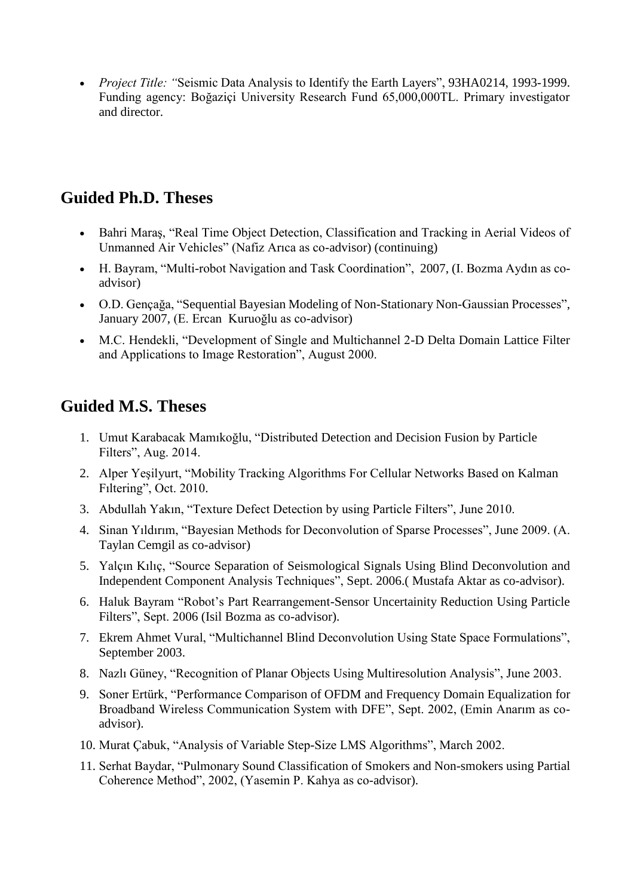- *Project Title: "*Seismic Data Analysis to Identify the Earth Layers", 93HA0214, 1993-1999. Funding agency: Boğaziçi University Research Fund 65,000,000TL. Primary investigator and director.

## Guided Ph.D. Theses

- Bahri Maraş, "Real Time Object Detection, Classification and Tracking in Aerial Videos of Unmanned Air Vehicles" (Nafiz Arıca as co-advisor) (continuing)
- H. Bayram, "Multi-robot Navigation and Task Coordination", 2007, (I. Bozma Aydın as co-advisor)
- O.D. Gençağa, "Sequential Bayesian Modeling of Non-Stationary Non-Gaussian Processes", January 2007, (E. Ercan Kuruoğlu as co-advisor)
- M.C. Hendekli, "Development of Single and Multichannel 2-D Delta Domain Lattice Filter and Applications to Image Restoration", August 2000.

## Guided M.S. Theses

1. Umut Karabacak Mamıkoğlu, "Distributed Detection and Decision Fusion by Particle Filters", Aug. 2014.
2. Alper Yeşilyurt, "Mobility Tracking Algorithms For Cellular Networks Based on Kalman Fıltering", Oct. 2010.
3. Abdullah Yakın, "Texture Defect Detection by using Particle Filters", June 2010.
4. Sinan Yıldırım, "Bayesian Methods for Deconvolution of Sparse Processes", June 2009. (A. Taylan Cemgil as co-advisor)
5. Yalçın Kılıç, "Source Separation of Seismological Signals Using Blind Deconvolution and Independent Component Analysis Techniques", Sept. 2006.( Mustafa Aktar as co-advisor).
6. Haluk Bayram "Robot's Part Rearrangement-Sensor Uncertainity Reduction Using Particle Filters", Sept. 2006 (Isil Bozma as co-advisor).
7. Ekrem Ahmet Vural, "Multichannel Blind Deconvolution Using State Space Formulations", September 2003.
8. Nazlı Güney, "Recognition of Planar Objects Using Multiresolution Analysis", June 2003.
9. Soner Ertürk, "Performance Comparison of OFDM and Frequency Domain Equalization for Broadband Wireless Communication System with DFE", Sept. 2002, (Emin Anarım as co-advisor).
10. Murat Çabuk, "Analysis of Variable Step-Size LMS Algorithms", March 2002.
11. Serhat Baydar, "Pulmonary Sound Classification of Smokers and Non-smokers using Partial Coherence Method", 2002, (Yasemin P. Kahya as co-advisor).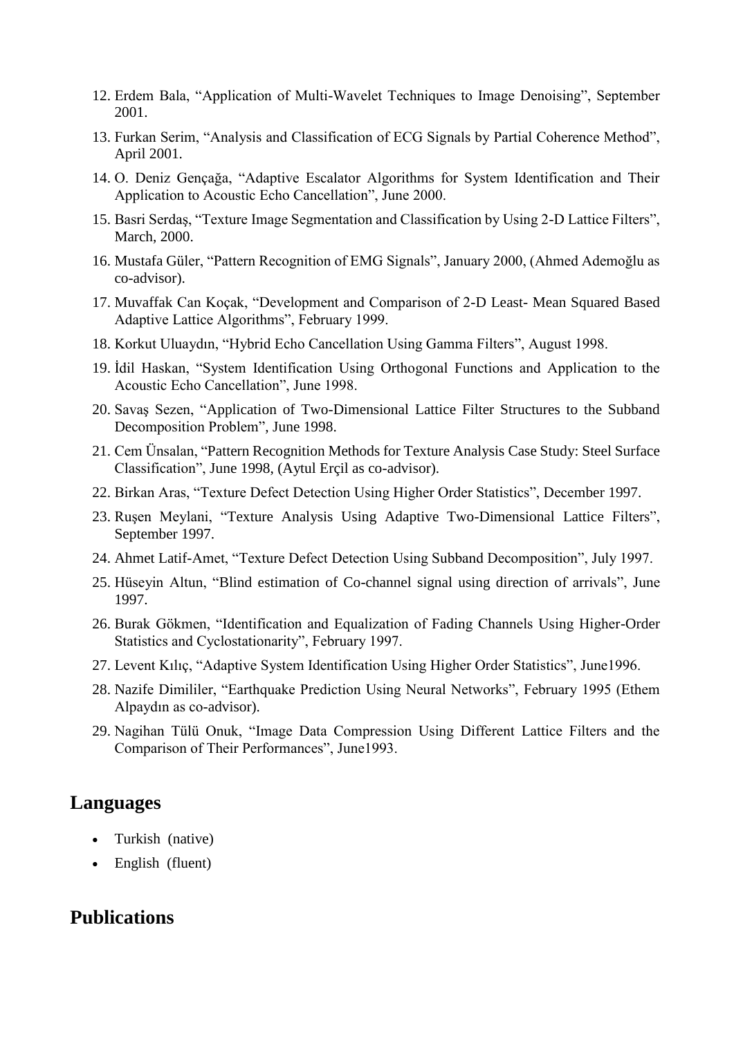12. Erdem Bala, "Application of Multi-Wavelet Techniques to Image Denoising", September 2001.
13. Furkan Serim, "Analysis and Classification of ECG Signals by Partial Coherence Method", April 2001.
14. O. Deniz Gençağa, "Adaptive Escalator Algorithms for System Identification and Their Application to Acoustic Echo Cancellation", June 2000.
15. Basri Serdaş, "Texture Image Segmentation and Classification by Using 2-D Lattice Filters", March, 2000.
16. Mustafa Güler, "Pattern Recognition of EMG Signals", January 2000, (Ahmed Ademoğlu as co-advisor).
17. Muvaffak Can Koçak, "Development and Comparison of 2-D Least- Mean Squared Based Adaptive Lattice Algorithms", February 1999.
18. Korkut Uluaydın, "Hybrid Echo Cancellation Using Gamma Filters", August 1998.
19. İdil Haskan, "System Identification Using Orthogonal Functions and Application to the Acoustic Echo Cancellation", June 1998.
20. Savaş Sezen, "Application of Two-Dimensional Lattice Filter Structures to the Subband Decomposition Problem", June 1998.
21. Cem Ünsalan, "Pattern Recognition Methods for Texture Analysis Case Study: Steel Surface Classification", June 1998, (Aytul Erçil as co-advisor).
22. Birkan Aras, "Texture Defect Detection Using Higher Order Statistics", December 1997.
23. Ruşen Meylani, "Texture Analysis Using Adaptive Two-Dimensional Lattice Filters", September 1997.
24. Ahmet Latif-Amet, "Texture Defect Detection Using Subband Decomposition", July 1997.
25. Hüseyin Altun, "Blind estimation of Co-channel signal using direction of arrivals", June 1997.
26. Burak Gökmen, "Identification and Equalization of Fading Channels Using Higher-Order Statistics and Cyclostationarity", February 1997.
27. Levent Kılıç, "Adaptive System Identification Using Higher Order Statistics", June1996.
28. Nazife Dimililer, "Earthquake Prediction Using Neural Networks", February 1995 (Ethem Alpaydın as co-advisor).
29. Nagihan Tülü Onuk, "Image Data Compression Using Different Lattice Filters and the Comparison of Their Performances", June1993.

## Languages

- Turkish (native)
- English (fluent)

## Publications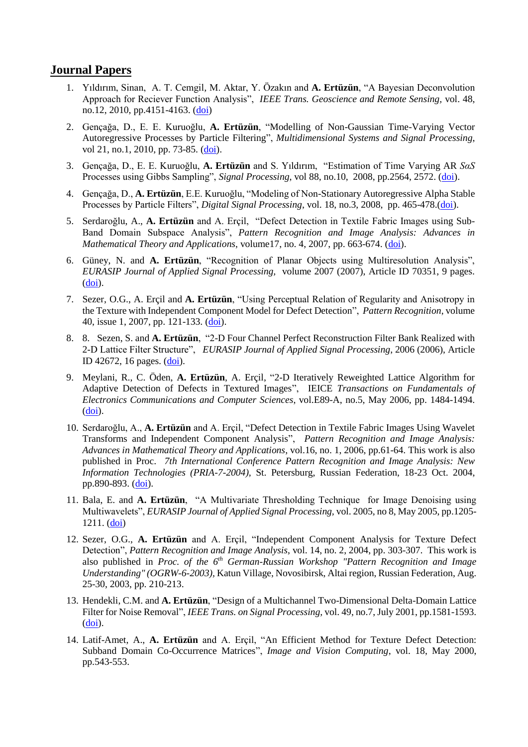## Journal Papers

1. Yıldırım, Sinan, A. T. Cemgil, M. Aktar, Y. Özakın and **A. Ertüzün**, "A Bayesian Deconvolution Approach for Reciever Function Analysis", *IEEE Trans. Geoscience and Remote Sensing*, vol. 48, no.12, 2010, pp.4151-4163. (doi)

2. Gençağa, D., E. E. Kuruoğlu, **A. Ertüzün**, "Modelling of Non-Gaussian Time-Varying Vector Autoregressive Processes by Particle Filtering", *Multidimensional Systems and Signal Processing*, vol 21, no.1, 2010, pp. 73-85. (doi).

3. Gençağa, D., E. E. Kuruoğlu, **A. Ertüzün** and S. Yıldırım, "Estimation of Time Varying AR *SαS* Processes using Gibbs Sampling", *Signal Processing*, vol 88, no.10, 2008, pp.2564, 2572. (doi).

4. Gençağa, D., **A. Ertüzün**, E.E. Kuruoğlu, "Modeling of Non-Stationary Autoregressive Alpha Stable Processes by Particle Filters", *Digital Signal Processing*, vol. 18, no.3, 2008, pp. 465-478.(doi).

5. Serdaroğlu, A., **A. Ertüzün** and A. Erçil, "Defect Detection in Textile Fabric Images using Sub-Band Domain Subspace Analysis", *Pattern Recognition and Image Analysis: Advances in Mathematical Theory and Applications*, volume17, no. 4, 2007, pp. 663-674. (doi).

6. Güney, N. and **A. Ertüzün**, "Recognition of Planar Objects using Multiresolution Analysis", *EURASIP Journal of Applied Signal Processing*, volume 2007 (2007), Article ID 70351, 9 pages. (doi).

7. Sezer, O.G., A. Erçil and **A. Ertüzün**, "Using Perceptual Relation of Regularity and Anisotropy in the Texture with Independent Component Model for Defect Detection", *Pattern Recognition*, volume 40, issue 1, 2007, pp. 121-133. (doi).

8. 8. Sezen, S. and **A. Ertüzün**, "2-D Four Channel Perfect Reconstruction Filter Bank Realized with 2-D Lattice Filter Structure", *EURASIP Journal of Applied Signal Processing*, 2006 (2006), Article ID 42672, 16 pages. (doi).

9. Meylani, R., C. Öden, **A. Ertüzün**, A. Erçil, "2-D Iteratively Reweighted Lattice Algorithm for Adaptive Detection of Defects in Textured Images", IEICE *Transactions on Fundamentals of Electronics Communications and Computer Sciences*, vol.E89-A, no.5, May 2006, pp. 1484-1494. (doi).

10. Serdaroğlu, A., **A. Ertüzün** and A. Erçil, "Defect Detection in Textile Fabric Images Using Wavelet Transforms and Independent Component Analysis", *Pattern Recognition and Image Analysis: Advances in Mathematical Theory and Applications*, vol.16, no. 1, 2006, pp.61-64. This work is also published in Proc. *7th International Conference Pattern Recognition and Image Analysis: New Information Technologies (PRIA-7-2004)*, St. Petersburg, Russian Federation, 18-23 Oct. 2004, pp.890-893. (doi).

11. Bala, E. and **A. Ertüzün**, "A Multivariate Thresholding Technique for Image Denoising using Multiwavelets", *EURASIP Journal of Applied Signal Processing*, vol. 2005, no 8, May 2005, pp.1205-1211. (doi)

12. Sezer, O.G., **A. Ertüzün** and A. Erçil, "Independent Component Analysis for Texture Defect Detection", *Pattern Recognition and Image Analysis*, vol. 14, no. 2, 2004, pp. 303-307. This work is also published in *Proc. of the 6th German-Russian Workshop "Pattern Recognition and Image Understanding" (OGRW-6-2003)*, Katun Village, Novosibirsk, Altai region, Russian Federation, Aug. 25-30, 2003, pp. 210-213.

13. Hendekli, C.M. and **A. Ertüzün**, "Design of a Multichannel Two-Dimensional Delta-Domain Lattice Filter for Noise Removal", *IEEE Trans. on Signal Processing*, vol. 49, no.7, July 2001, pp.1581-1593. (doi).

14. Latif-Amet, A., **A. Ertüzün** and A. Erçil, "An Efficient Method for Texture Defect Detection: Subband Domain Co-Occurrence Matrices", *Image and Vision Computing*, vol. 18, May 2000, pp.543-553.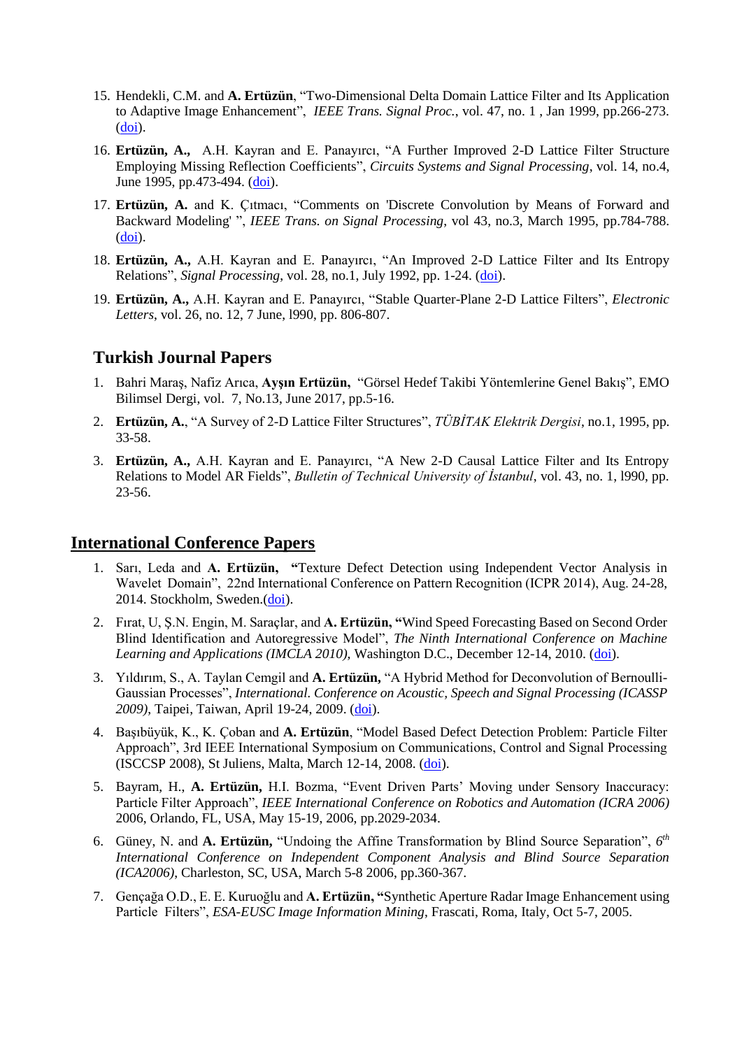15. Hendekli, C.M. and **A. Ertüzün**, "Two-Dimensional Delta Domain Lattice Filter and Its Application to Adaptive Image Enhancement", *IEEE Trans. Signal Proc.*, vol. 47, no. 1 , Jan 1999, pp.266-273. (doi).

16. **Ertüzün, A.,** A.H. Kayran and E. Panayırcı, "A Further Improved 2-D Lattice Filter Structure Employing Missing Reflection Coefficients", *Circuits Systems and Signal Processing*, vol. 14, no.4, June 1995, pp.473-494. (doi).

17. **Ertüzün, A.** and K. Çıtmacı, "Comments on 'Discrete Convolution by Means of Forward and Backward Modeling' ", *IEEE Trans. on Signal Processing*, vol 43, no.3, March 1995, pp.784-788. (doi).

18. **Ertüzün, A.,** A.H. Kayran and E. Panayırcı, "An Improved 2-D Lattice Filter and Its Entropy Relations", *Signal Processing*, vol. 28, no.1, July 1992, pp. 1-24. (doi).

19. **Ertüzün, A.,** A.H. Kayran and E. Panayırcı, "Stable Quarter-Plane 2-D Lattice Filters", *Electronic Letters*, vol. 26, no. 12, 7 June, l990, pp. 806-807.

## Turkish Journal Papers

1. Bahri Maraş, Nafiz Arıca, **Ayşın Ertüzün,** "Görsel Hedef Takibi Yöntemlerine Genel Bakış", EMO Bilimsel Dergi, vol. 7, No.13, June 2017, pp.5-16.

2. **Ertüzün, A.**, "A Survey of 2-D Lattice Filter Structures", *TÜBİTAK Elektrik Dergisi*, no.1, 1995, pp. 33-58.

3. **Ertüzün, A.,** A.H. Kayran and E. Panayırcı, "A New 2-D Causal Lattice Filter and Its Entropy Relations to Model AR Fields", *Bulletin of Technical University of İstanbul*, vol. 43, no. 1, l990, pp. 23-56.

## International Conference Papers

1. Sarı, Leda and **A. Ertüzün, "**Texture Defect Detection using Independent Vector Analysis in Wavelet Domain", 22nd International Conference on Pattern Recognition (ICPR 2014), Aug. 24-28, 2014. Stockholm, Sweden.(doi).

2. Fırat, U, Ş.N. Engin, M. Saraçlar, and **A. Ertüzün, "**Wind Speed Forecasting Based on Second Order Blind Identification and Autoregressive Model", *The Ninth International Conference on Machine Learning and Applications (IMCLA 2010),* Washington D.C., December 12-14, 2010. (doi).

3. Yıldırım, S., A. Taylan Cemgil and **A. Ertüzün,** "A Hybrid Method for Deconvolution of Bernoulli-Gaussian Processes", *International. Conference on Acoustic, Speech and Signal Processing (ICASSP 2009)*, Taipei, Taiwan, April 19-24, 2009. (doi).

4. Başıbüyük, K., K. Çoban and **A. Ertüzün**, "Model Based Defect Detection Problem: Particle Filter Approach", 3rd IEEE International Symposium on Communications, Control and Signal Processing (ISCCSP 2008), St Juliens, Malta, March 12-14, 2008. (doi).

5. Bayram, H., **A. Ertüzün,** H.I. Bozma, "Event Driven Parts' Moving under Sensory Inaccuracy: Particle Filter Approach", *IEEE International Conference on Robotics and Automation (ICRA 2006)* 2006, Orlando, FL, USA, May 15-19, 2006, pp.2029-2034.

6. Güney, N. and **A. Ertüzün,** "Undoing the Affine Transformation by Blind Source Separation", *6th International Conference on Independent Component Analysis and Blind Source Separation (ICA2006)*, Charleston, SC, USA, March 5-8 2006, pp.360-367.

7. Gençağa O.D., E. E. Kuruoğlu and **A. Ertüzün, "**Synthetic Aperture Radar Image Enhancement using Particle Filters", *ESA-EUSC Image Information Mining*, Frascati, Roma, Italy, Oct 5-7, 2005.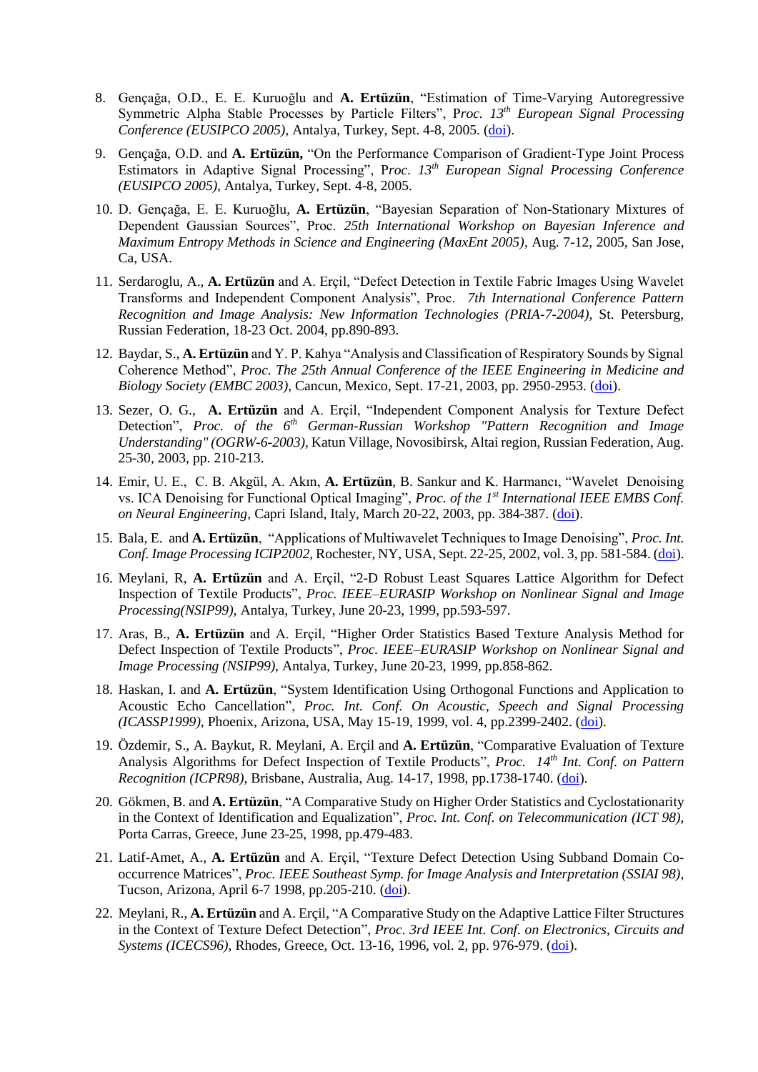8. Gençağa, O.D., E. E. Kuruoğlu and **A. Ertüzün**, "Estimation of Time-Varying Autoregressive Symmetric Alpha Stable Processes by Particle Filters", P*roc. 13th European Signal Processing Conference (EUSIPCO 2005),* Antalya, Turkey, Sept. 4-8, 2005. (doi).

9. Gençağa, O.D. and **A. Ertüzün,** "On the Performance Comparison of Gradient-Type Joint Process Estimators in Adaptive Signal Processing", P*roc. 13th European Signal Processing Conference (EUSIPCO 2005),* Antalya, Turkey, Sept. 4-8, 2005.

10. D. Gençağa, E. E. Kuruoğlu, **A. Ertüzün**, "Bayesian Separation of Non-Stationary Mixtures of Dependent Gaussian Sources", Proc. *25th International Workshop on Bayesian Inference and Maximum Entropy Methods in Science and Engineering (MaxEnt 2005)*, Aug. 7-12, 2005, San Jose, Ca, USA.

11. Serdaroglu, A., **A. Ertüzün** and A. Erçil, "Defect Detection in Textile Fabric Images Using Wavelet Transforms and Independent Component Analysis", Proc. *7th International Conference Pattern Recognition and Image Analysis: New Information Technologies (PRIA-7-2004),* St. Petersburg, Russian Federation, 18-23 Oct. 2004, pp.890-893.

12. Baydar, S., **A. Ertüzün** and Y. P. Kahya "Analysis and Classification of Respiratory Sounds by Signal Coherence Method", *Proc. The 25th Annual Conference of the IEEE Engineering in Medicine and Biology Society (EMBC 2003),* Cancun, Mexico, Sept. 17-21, 2003, pp. 2950-2953. (doi).

13. Sezer, O. G., **A. Ertüzün** and A. Erçil, "Independent Component Analysis for Texture Defect Detection", *Proc. of the 6th German-Russian Workshop "Pattern Recognition and Image Understanding" (OGRW-6-2003),* Katun Village, Novosibirsk, Altai region, Russian Federation, Aug. 25-30, 2003, pp. 210-213.

14. Emir, U. E., C. B. Akgül, A. Akın, **A. Ertüzün**, B. Sankur and K. Harmancı, "Wavelet Denoising vs. ICA Denoising for Functional Optical Imaging", *Proc. of the 1st International IEEE EMBS Conf. on Neural Engineering*, Capri Island, Italy, March 20-22, 2003, pp. 384-387. (doi).

15. Bala, E. and **A. Ertüzün**, "Applications of Multiwavelet Techniques to Image Denoising", *Proc. Int. Conf. Image Processing ICIP2002,* Rochester, NY, USA, Sept. 22-25, 2002, vol. 3, pp. 581-584. (doi).

16. Meylani, R, **A. Ertüzün** and A. Erçil, "2-D Robust Least Squares Lattice Algorithm for Defect Inspection of Textile Products", *Proc. IEEE–EURASIP Workshop on Nonlinear Signal and Image Processing(NSIP99),* Antalya, Turkey, June 20-23, 1999, pp.593-597.

17. Aras, B., **A. Ertüzün** and A. Erçil, "Higher Order Statistics Based Texture Analysis Method for Defect Inspection of Textile Products", *Proc. IEEE–EURASIP Workshop on Nonlinear Signal and Image Processing (NSIP99),* Antalya, Turkey, June 20-23, 1999, pp.858-862.

18. Haskan, I. and **A. Ertüzün**, "System Identification Using Orthogonal Functions and Application to Acoustic Echo Cancellation", *Proc. Int. Conf. On Acoustic, Speech and Signal Processing (ICASSP1999)*, Phoenix, Arizona, USA, May 15-19, 1999, vol. 4, pp.2399-2402. (doi).

19. Özdemir, S., A. Baykut, R. Meylani, A. Erçil and **A. Ertüzün**, "Comparative Evaluation of Texture Analysis Algorithms for Defect Inspection of Textile Products", *Proc. 14th Int. Conf. on Pattern Recognition (ICPR98)*, Brisbane, Australia, Aug. 14-17, 1998, pp.1738-1740. (doi).

20. Gökmen, B. and **A. Ertüzün**, "A Comparative Study on Higher Order Statistics and Cyclostationarity in the Context of Identification and Equalization", *Proc. Int. Conf. on Telecommunication (ICT 98)*, Porta Carras, Greece, June 23-25, 1998, pp.479-483.

21. Latif-Amet, A., **A. Ertüzün** and A. Erçil, "Texture Defect Detection Using Subband Domain Co-occurrence Matrices", *Proc. IEEE Southeast Symp. for Image Analysis and Interpretation (SSIAI 98)*, Tucson, Arizona, April 6-7 1998, pp.205-210. (doi).

22. Meylani, R., **A. Ertüzün** and A. Erçil, "A Comparative Study on the Adaptive Lattice Filter Structures in the Context of Texture Defect Detection", *Proc. 3rd IEEE Int. Conf. on Electronics, Circuits and Systems (ICECS96),* Rhodes, Greece, Oct. 13-16, 1996, vol. 2, pp. 976-979. (doi).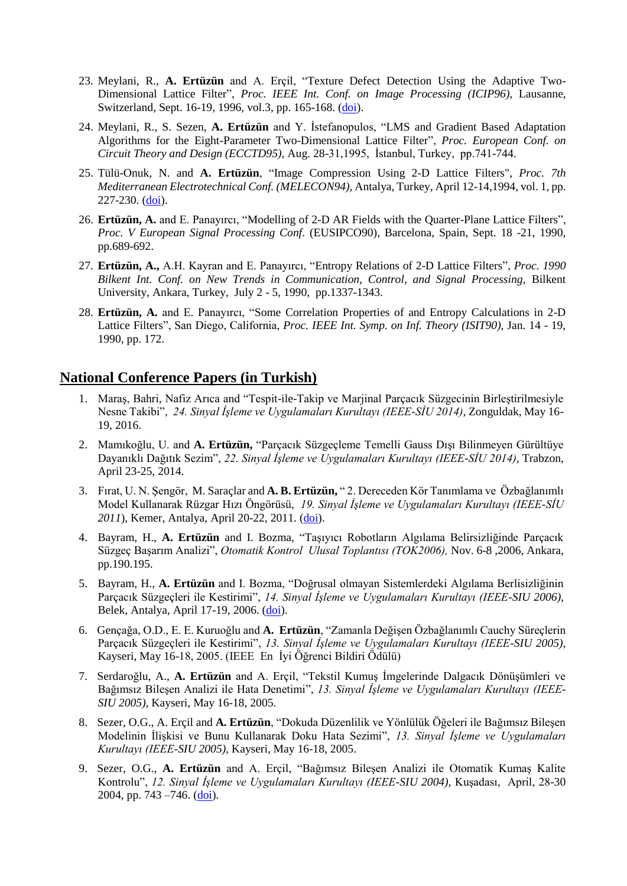23. Meylani, R., **A. Ertüzün** and A. Erçil, "Texture Defect Detection Using the Adaptive Two-Dimensional Lattice Filter", *Proc. IEEE Int. Conf. on Image Processing (ICIP96)*, Lausanne, Switzerland, Sept. 16-19, 1996, vol.3, pp. 165-168. (doi).

24. Meylani, R., S. Sezen, **A. Ertüzün** and Y. İstefanopulos, "LMS and Gradient Based Adaptation Algorithms for the Eight-Parameter Two-Dimensional Lattice Filter", *Proc. European Conf. on Circuit Theory and Design (ECCTD95)*, Aug. 28-31,1995, İstanbul, Turkey, pp.741-744.

25. Tülü-Onuk, N. and **A. Ertüzün**, "Image Compression Using 2-D Lattice Filters", *Proc. 7th Mediterranean Electrotechnical Conf. (MELECON94)*, Antalya, Turkey, April 12-14,1994, vol. 1, pp. 227-230. (doi).

26. **Ertüzün, A.** and E. Panayırcı, "Modelling of 2-D AR Fields with the Quarter-Plane Lattice Filters", *Proc. V European Signal Processing Conf*. (EUSIPCO90), Barcelona, Spain, Sept. 18 -21, 1990, pp.689-692.

27. **Ertüzün, A.,** A.H. Kayran and E. Panayırcı, "Entropy Relations of 2-D Lattice Filters", *Proc. 1990 Bilkent Int. Conf. on New Trends in Communication, Control, and Signal Processing,* Bilkent University, Ankara, Turkey, July 2 - 5, 1990, pp.1337-1343.

28. **Ertüzün, A.** and E. Panayırcı, "Some Correlation Properties of and Entropy Calculations in 2-D Lattice Filters", San Diego, California, *Proc. IEEE Int. Symp. on Inf. Theory (ISIT90)*, Jan. 14 - 19, 1990, pp. 172.

## National Conference Papers (in Turkish)

1. Maraş, Bahri, Nafiz Arıca and "Tespit-ile-Takip ve Marjinal Parçacık Süzgecinin Birleştirilmesiyle Nesne Takibi", *24. Sinyal İşleme ve Uygulamaları Kurultayı (IEEE-SİU 2014)*, Zonguldak, May 16-19, 2016.

2. Mamıkoğlu, U. and **A. Ertüzün,** "Parçacık Süzgeçleme Temelli Gauss Dışı Bilinmeyen Gürültüye Dayanıklı Dağıtık Sezim", *22. Sinyal İşleme ve Uygulamaları Kurultayı (IEEE-SİU 2014)*, Trabzon, April 23-25, 2014.

3. Fırat, U. N. Şengör, M. Saraçlar and **A. B. Ertüzün,** " 2. Dereceden Kör Tanımlama ve Özbağlanımlı Model Kullanarak Rüzgar Hızı Öngörüsü, *19. Sinyal İşleme ve Uygulamaları Kurultayı (IEEE-SİU 2011*), Kemer, Antalya, April 20-22, 2011. (doi).

4. Bayram, H., **A. Ertüzün** and I. Bozma, "Taşıyıcı Robotların Algılama Belirsizliğinde Parçacık Süzgeç Başarım Analizi", *Otomatik Kontrol Ulusal Toplantısı (TOK2006),* Nov. 6-8 ,2006, Ankara, pp.190.195.

5. Bayram, H., **A. Ertüzün** and I. Bozma, "Doğrusal olmayan Sistemlerdeki Algılama Berlisizliğinin Parçacık Süzgeçleri ile Kestirimi", *14. Sinyal İşleme ve Uygulamaları Kurultayı (IEEE-SIU 2006),* Belek, Antalya, April 17-19, 2006. (doi).

6. Gençağa, O.D., E. E. Kuruoğlu and **A. Ertüzün**, "Zamanla Değişen Özbağlanımlı Cauchy Süreçlerin Parçacık Süzgeçleri ile Kestirimi", *13. Sinyal İşleme ve Uygulamaları Kurultayı (IEEE-SIU 2005),* Kayseri, May 16-18, 2005. (IEEE En İyi Öğrenci Bildiri Ödülü)

7. Serdaroğlu, A., **A. Ertüzün** and A. Erçil, "Tekstil Kumuş İmgelerinde Dalgacık Dönüşümleri ve Bağımsız Bileşen Analizi ile Hata Denetimi", *13. Sinyal İşleme ve Uygulamaları Kurultayı (IEEE-SIU 2005),* Kayseri, May 16-18, 2005.

8. Sezer, O.G., A. Erçil and **A. Ertüzün**, "Dokuda Düzenlilik ve Yönlülük Öğeleri ile Bağımsız Bileşen Modelinin İlişkisi ve Bunu Kullanarak Doku Hata Sezimi", *13. Sinyal İşleme ve Uygulamaları Kurultayı (IEEE-SIU 2005),* Kayseri, May 16-18, 2005.

9. Sezer, O.G., **A. Ertüzün** and A. Erçil, "Bağımsız Bileşen Analizi ile Otomatik Kumaş Kalite Kontrolu", *12. Sinyal İşleme ve Uygulamaları Kurultayı (IEEE-SIU 2004),* Kuşadası, April, 28-30 2004, pp. 743 –746. (doi).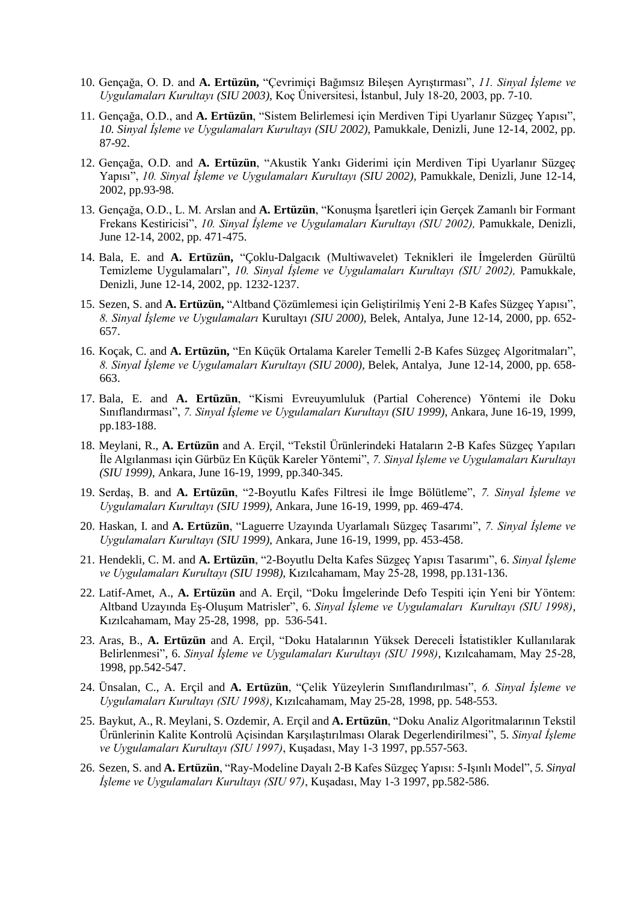10. Gençağa, O. D. and **A. Ertüzün,** "Çevrimiçi Bağımsız Bileşen Ayrıştırması", *11. Sinyal İşleme ve Uygulamaları Kurultayı (SIU 2003),* Koç Üniversitesi, İstanbul, July 18-20, 2003, pp. 7-10.
11. Gençağa, O.D., and **A. Ertüzün**, "Sistem Belirlemesi için Merdiven Tipi Uyarlanır Süzgeç Yapısı", *10. Sinyal İşleme ve Uygulamaları Kurultayı (SIU 2002),* Pamukkale, Denizli, June 12-14, 2002, pp. 87-92.
12. Gençağa, O.D. and **A. Ertüzün**, "Akustik Yankı Giderimi için Merdiven Tipi Uyarlanır Süzgeç Yapısı", *10. Sinyal İşleme ve Uygulamaları Kurultayı (SIU 2002),* Pamukkale, Denizli, June 12-14, 2002, pp.93-98.
13. Gençağa, O.D., L. M. Arslan and **A. Ertüzün**, "Konuşma İşaretleri için Gerçek Zamanlı bir Formant Frekans Kestiricisi", *10. Sinyal İşleme ve Uygulamaları Kurultayı (SIU 2002),* Pamukkale, Denizli, June 12-14, 2002, pp. 471-475.
14. Bala, E. and **A. Ertüzün,** "Çoklu-Dalgacık (Multiwavelet) Teknikleri ile İmgelerden Gürültü Temizleme Uygulamaları", *10. Sinyal İşleme ve Uygulamaları Kurultayı (SIU 2002),* Pamukkale, Denizli, June 12-14, 2002, pp. 1232-1237.
15. Sezen, S. and **A. Ertüzün,** "Altband Çözümlemesi için Geliştirilmiş Yeni 2-B Kafes Süzgeç Yapısı", *8. Sinyal İşleme ve Uygulamaları* Kurultayı *(SIU 2000),* Belek, Antalya, June 12-14, 2000, pp. 652-657.
16. Koçak, C. and **A. Ertüzün,** "En Küçük Ortalama Kareler Temelli 2-B Kafes Süzgeç Algoritmaları", *8. Sinyal İşleme ve Uygulamaları Kurultayı (SIU 2000),* Belek, Antalya, June 12-14, 2000, pp. 658-663.
17. Bala, E. and **A. Ertüzün**, "Kismi Evreuyumluluk (Partial Coherence) Yöntemi ile Doku Sınıflandırması", *7. Sinyal İşleme ve Uygulamaları Kurultayı (SIU 1999)*, Ankara, June 16-19, 1999, pp.183-188.
18. Meylani, R., **A. Ertüzün** and A. Erçil, "Tekstil Ürünlerindeki Hataların 2-B Kafes Süzgeç Yapıları İle Algılanması için Gürbüz En Küçük Kareler Yöntemi", *7. Sinyal İşleme ve Uygulamaları Kurultayı (SIU 1999)*, Ankara, June 16-19, 1999, pp.340-345.
19. Serdaş, B. and **A. Ertüzün**, "2-Boyutlu Kafes Filtresi ile İmge Bölütleme", *7. Sinyal İşleme ve Uygulamaları Kurultayı (SIU 1999)*, Ankara, June 16-19, 1999, pp. 469-474.
20. Haskan, I. and **A. Ertüzün**, "Laguerre Uzayında Uyarlamalı Süzgeç Tasarımı", *7. Sinyal İşleme ve Uygulamaları Kurultayı (SIU 1999)*, Ankara, June 16-19, 1999, pp. 453-458.
21. Hendekli, C. M. and **A. Ertüzün**, "2-Boyutlu Delta Kafes Süzgeç Yapısı Tasarımı", 6. *Sinyal İşleme ve Uygulamaları Kurultayı (SIU 1998)*, Kızılcahamam, May 25-28, 1998, pp.131-136.
22. Latif-Amet, A., **A. Ertüzün** and A. Erçil, "Doku İmgelerinde Defo Tespiti için Yeni bir Yöntem: Altband Uzayında Eş-Oluşum Matrisler", 6. *Sinyal İşleme ve Uygulamaları Kurultayı (SIU 1998)*, Kızılcahamam, May 25-28, 1998, pp. 536-541.
23. Aras, B., **A. Ertüzün** and A. Erçil, "Doku Hatalarının Yüksek Dereceli İstatistikler Kullanılarak Belirlenmesi", 6. *Sinyal İşleme ve Uygulamaları Kurultayı (SIU 1998)*, Kızılcahamam, May 25-28, 1998, pp.542-547.
24. Ünsalan, C., A. Erçil and **A. Ertüzün**, "Çelik Yüzeylerin Sınıflandırılması", *6. Sinyal İşleme ve Uygulamaları Kurultayı (SIU 1998)*, Kızılcahamam, May 25-28, 1998, pp. 548-553.
25. Baykut, A., R. Meylani, S. Ozdemir, A. Erçil and **A. Ertüzün**, "Doku Analiz Algoritmalarının Tekstil Ürünlerinin Kalite Kontrolü Açisindan Karşılaştırılması Olarak Degerlendirilmesi", 5. *Sinyal İşleme ve Uygulamaları Kurultayı (SIU 1997)*, Kuşadası, May 1-3 1997, pp.557-563.
26. Sezen, S. and **A. Ertüzün**, "Ray-Modeline Dayalı 2-B Kafes Süzgeç Yapısı: 5-Işınlı Model", *5. Sinyal İşleme ve Uygulamaları Kurultayı (SIU 97)*, Kuşadası, May 1-3 1997, pp.582-586.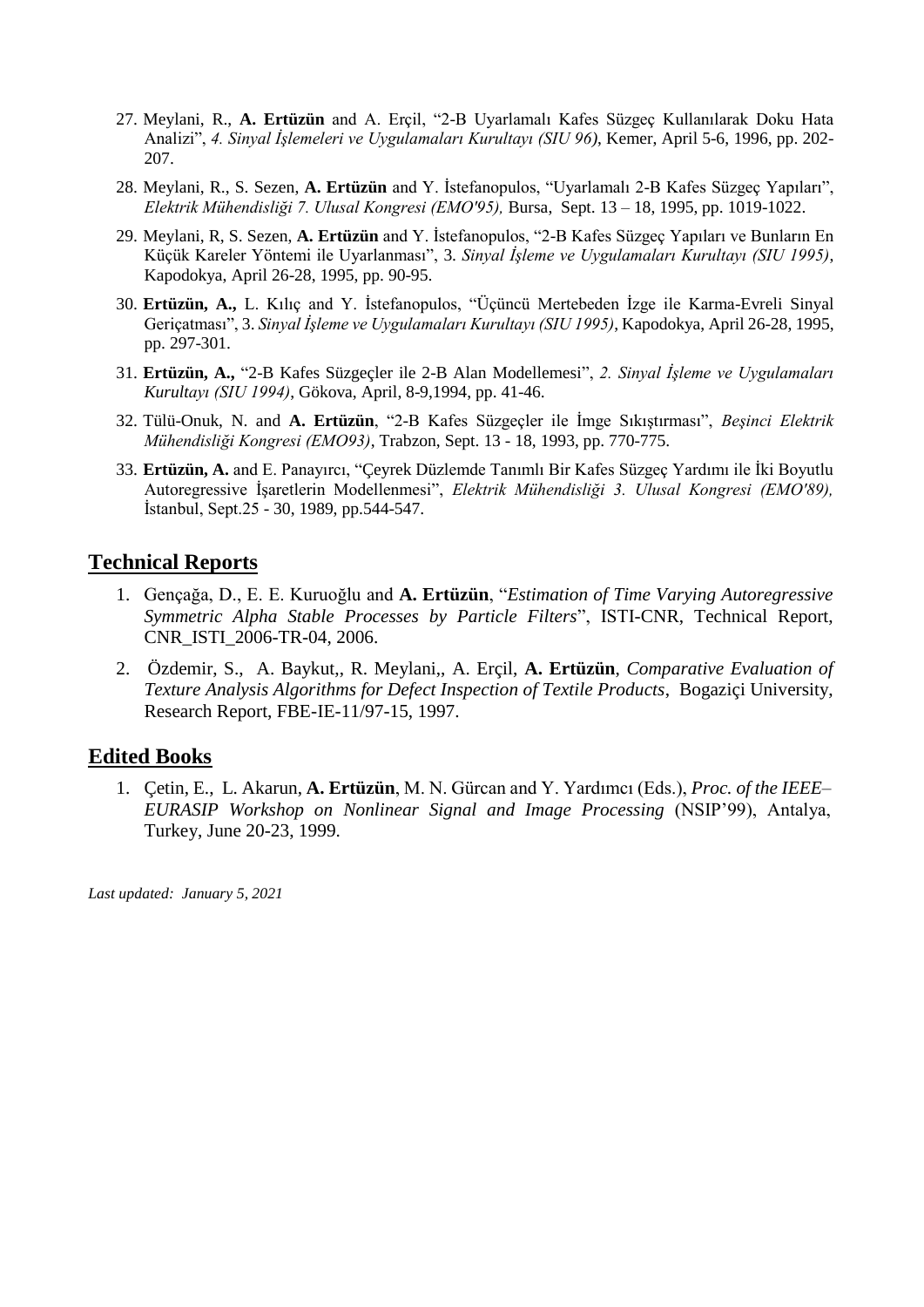27. Meylani, R., **A. Ertüzün** and A. Erçil, "2-B Uyarlamalı Kafes Süzgeç Kullanılarak Doku Hata Analizi", *4. Sinyal İşlemeleri ve Uygulamaları Kurultayı (SIU 96)*, Kemer, April 5-6, 1996, pp. 202-207.

28. Meylani, R., S. Sezen, **A. Ertüzün** and Y. İstefanopulos, "Uyarlamalı 2-B Kafes Süzgeç Yapıları", *Elektrik Mühendisliği 7. Ulusal Kongresi (EMO'95),* Bursa, Sept. 13 – 18, 1995, pp. 1019-1022.

29. Meylani, R, S. Sezen, **A. Ertüzün** and Y. İstefanopulos, "2-B Kafes Süzgeç Yapıları ve Bunların En Küçük Kareler Yöntemi ile Uyarlanması", 3. *Sinyal İşleme ve Uygulamaları Kurultayı (SIU 1995)*, Kapodokya, April 26-28, 1995, pp. 90-95.

30. **Ertüzün, A.,** L. Kılıç and Y. İstefanopulos, "Üçüncü Mertebeden İzge ile Karma-Evreli Sinyal Geriçatması", 3. *Sinyal İşleme ve Uygulamaları Kurultayı (SIU 1995)*, Kapodokya, April 26-28, 1995, pp. 297-301.

31. **Ertüzün, A.,** "2-B Kafes Süzgeçler ile 2-B Alan Modellemesi", *2. Sinyal İşleme ve Uygulamaları Kurultayı (SIU 1994)*, Gökova, April, 8-9,1994, pp. 41-46.

32. Tülü-Onuk, N. and **A. Ertüzün**, "2-B Kafes Süzgeçler ile İmge Sıkıştırması", *Beşinci Elektrik Mühendisliği Kongresi (EMO93)*, Trabzon, Sept. 13 - 18, 1993, pp. 770-775.

33. **Ertüzün, A.** and E. Panayırcı, "Çeyrek Düzlemde Tanımlı Bir Kafes Süzgeç Yardımı ile İki Boyutlu Autoregressive İşaretlerin Modellenmesi", *Elektrik Mühendisliği 3. Ulusal Kongresi (EMO'89),* İstanbul, Sept.25 - 30, 1989, pp.544-547.

## Technical Reports

1. Gençağa, D., E. E. Kuruoğlu and **A. Ertüzün**, "*Estimation of Time Varying Autoregressive Symmetric Alpha Stable Processes by Particle Filters*", ISTI-CNR, Technical Report, CNR_ISTI_2006-TR-04, 2006.

2. Özdemir, S., A. Baykut,, R. Meylani,, A. Erçil, **A. Ertüzün**, *Comparative Evaluation of Texture Analysis Algorithms for Defect Inspection of Textile Products*, Bogaziçi University, Research Report, FBE-IE-11/97-15, 1997.

## Edited Books

1. Çetin, E., L. Akarun, **A. Ertüzün**, M. N. Gürcan and Y. Yardımcı (Eds.), *Proc. of the IEEE–EURASIP Workshop on Nonlinear Signal and Image Processing* (NSIP'99), Antalya, Turkey, June 20-23, 1999.

*Last updated: January 5, 2021*